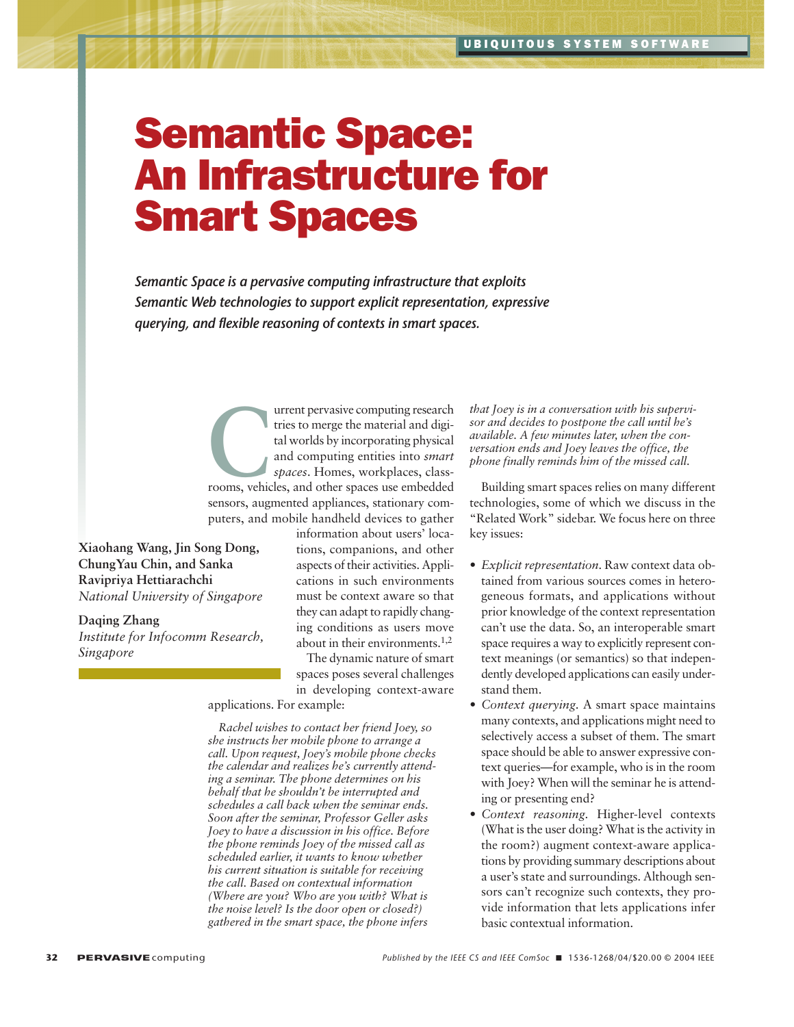# Semantic Space: An Infrastructure for Smart Spaces

***Semantic Space is a pervasive computing infrastructure that exploits Semantic Web technologies to support explicit representation, expressive querying, and flexible reasoning of contexts in smart spaces.***

**Xiaohang Wang, Jin Song Dong, ChungYau Chin, and Sanka Ravipriya Hettiarachchi**
*National University of Singapore*

**Daqing Zhang**
*Institute for Infocomm Research, Singapore*

Current pervasive computing research tries to merge the material and digital worlds by incorporating physical and computing entities into *smart spaces*. Homes, workplaces, classrooms, vehicles, and other spaces use embedded sensors, augmented appliances, stationary computers, and mobile handheld devices to gather information about users' locations, companions, and other aspects of their activities. Applications in such environments must be context aware so that they can adapt to rapidly changing conditions as users move about in their environments.[1,2]

The dynamic nature of smart spaces poses several challenges in developing context-aware applications. For example:

*Rachel wishes to contact her friend Joey, so she instructs her mobile phone to arrange a call. Upon request, Joey's mobile phone checks the calendar and realizes he's currently attending a seminar. The phone determines on his behalf that he shouldn't be interrupted and schedules a call back when the seminar ends. Soon after the seminar, Professor Geller asks Joey to have a discussion in his office. Before the phone reminds Joey of the missed call as scheduled earlier, it wants to know whether his current situation is suitable for receiving the call. Based on contextual information (Where are you? Who are you with? What is the noise level? Is the door open or closed?) gathered in the smart space, the phone infers that Joey is in a conversation with his supervisor and decides to postpone the call until he's available. A few minutes later, when the conversation ends and Joey leaves the office, the phone finally reminds him of the missed call.*

Building smart spaces relies on many different technologies, some of which we discuss in the "Related Work" sidebar. We focus here on three key issues:

- *Explicit representation.* Raw context data obtained from various sources comes in heterogeneous formats, and applications without prior knowledge of the context representation can't use the data. So, an interoperable smart space requires a way to explicitly represent context meanings (or semantics) so that independently developed applications can easily understand them.
- *Context querying.* A smart space maintains many contexts, and applications might need to selectively access a subset of them. The smart space should be able to answer expressive context queries—for example, who is in the room with Joey? When will the seminar he is attending or presenting end?
- *Context reasoning.* Higher-level contexts (What is the user doing? What is the activity in the room?) augment context-aware applications by providing summary descriptions about a user's state and surroundings. Although sensors can't recognize such contexts, they provide information that lets applications infer basic contextual information.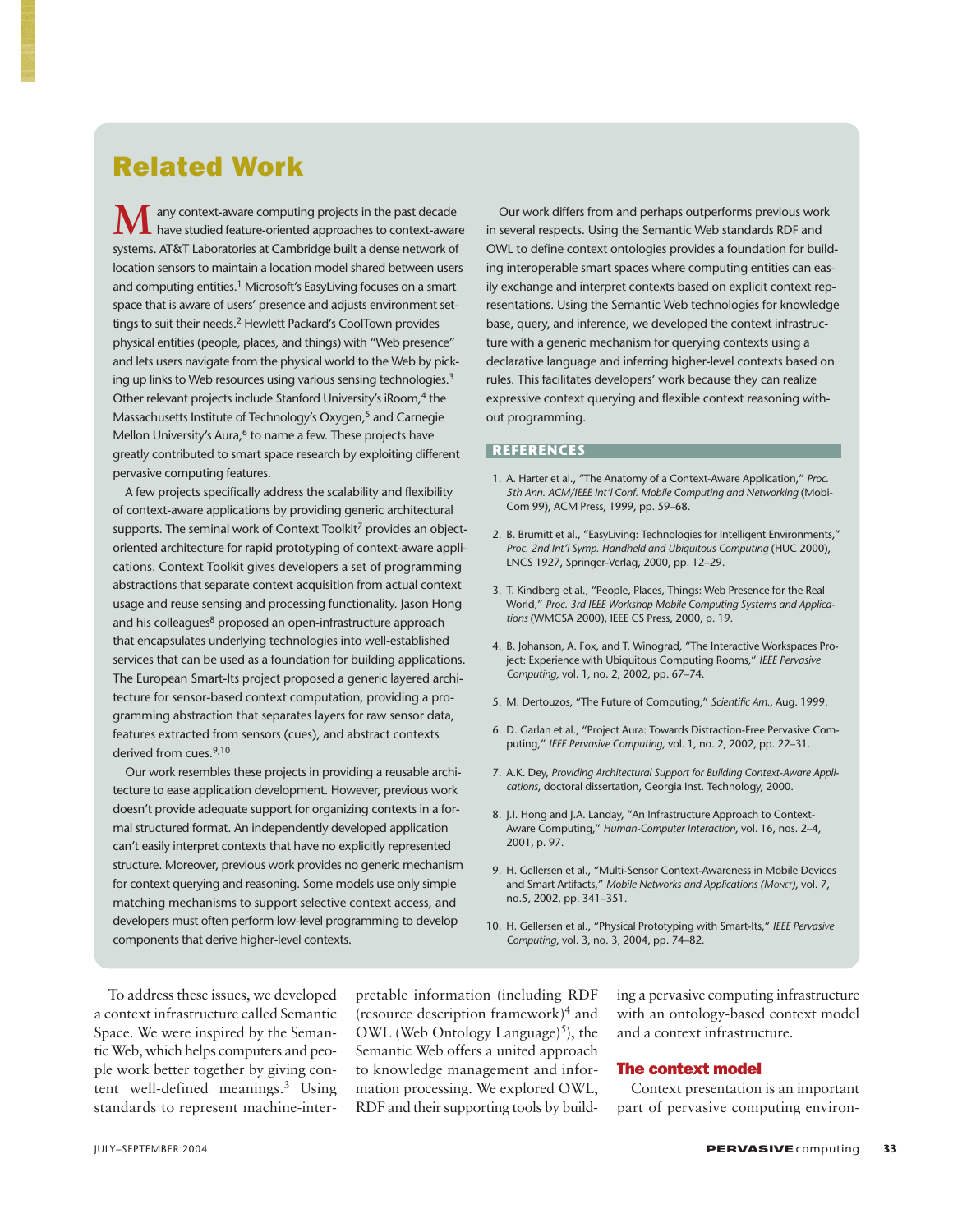## Related Work

Many context-aware computing projects in the past decade have studied feature-oriented approaches to context-aware systems. AT&T Laboratories at Cambridge built a dense network of location sensors to maintain a location model shared between users and computing entities.[1] Microsoft's EasyLiving focuses on a smart space that is aware of users' presence and adjusts environment settings to suit their needs.[2] Hewlett Packard's CoolTown provides physical entities (people, places, and things) with "Web presence" and lets users navigate from the physical world to the Web by picking up links to Web resources using various sensing technologies.[3] Other relevant projects include Stanford University's iRoom,[4] the Massachusetts Institute of Technology's Oxygen,[5] and Carnegie Mellon University's Aura,[6] to name a few. These projects have greatly contributed to smart space research by exploiting different pervasive computing features.

A few projects specifically address the scalability and flexibility of context-aware applications by providing generic architectural supports. The seminal work of Context Toolkit[7] provides an object-oriented architecture for rapid prototyping of context-aware applications. Context Toolkit gives developers a set of programming abstractions that separate context acquisition from actual context usage and reuse sensing and processing functionality. Jason Hong and his colleagues[8] proposed an open-infrastructure approach that encapsulates underlying technologies into well-established services that can be used as a foundation for building applications. The European Smart-Its project proposed a generic layered architecture for sensor-based context computation, providing a programming abstraction that separates layers for raw sensor data, features extracted from sensors (cues), and abstract contexts derived from cues.[9,10]

Our work resembles these projects in providing a reusable architecture to ease application development. However, previous work doesn't provide adequate support for organizing contexts in a formal structured format. An independently developed application can't easily interpret contexts that have no explicitly represented structure. Moreover, previous work provides no generic mechanism for context querying and reasoning. Some models use only simple matching mechanisms to support selective context access, and developers must often perform low-level programming to develop components that derive higher-level contexts.

Our work differs from and perhaps outperforms previous work in several respects. Using the Semantic Web standards RDF and OWL to define context ontologies provides a foundation for building interoperable smart spaces where computing entities can easily exchange and interpret contexts based on explicit context representations. Using the Semantic Web technologies for knowledge base, query, and inference, we developed the context infrastructure with a generic mechanism for querying contexts using a declarative language and inferring higher-level contexts based on rules. This facilitates developers' work because they can realize expressive context querying and flexible context reasoning without programming.

### REFERENCES

1. A. Harter et al., "The Anatomy of a Context-Aware Application," *Proc. 5th Ann. ACM/IEEE Int'l Conf. Mobile Computing and Networking* (MobiCom 99), ACM Press, 1999, pp. 59–68.
2. B. Brumitt et al., "EasyLiving: Technologies for Intelligent Environments," *Proc. 2nd Int'l Symp. Handheld and Ubiquitous Computing* (HUC 2000), LNCS 1927, Springer-Verlag, 2000, pp. 12–29.
3. T. Kindberg et al., "People, Places, Things: Web Presence for the Real World," *Proc. 3rd IEEE Workshop Mobile Computing Systems and Applications* (WMCSA 2000), IEEE CS Press, 2000, p. 19.
4. B. Johanson, A. Fox, and T. Winograd, "The Interactive Workspaces Project: Experience with Ubiquitous Computing Rooms," *IEEE Pervasive Computing*, vol. 1, no. 2, 2002, pp. 67–74.
5. M. Dertouzos, "The Future of Computing," *Scientific Am.*, Aug. 1999.
6. D. Garlan et al., "Project Aura: Towards Distraction-Free Pervasive Computing," *IEEE Pervasive Computing*, vol. 1, no. 2, 2002, pp. 22–31.
7. A.K. Dey, *Providing Architectural Support for Building Context-Aware Applications*, doctoral dissertation, Georgia Inst. Technology, 2000.
8. J.I. Hong and J.A. Landay, "An Infrastructure Approach to Context-Aware Computing," *Human-Computer Interaction*, vol. 16, nos. 2–4, 2001, p. 97.
9. H. Gellersen et al., "Multi-Sensor Context-Awareness in Mobile Devices and Smart Artifacts," *Mobile Networks and Applications (Monet)*, vol. 7, no.5, 2002, pp. 341–351.
10. H. Gellersen et al., "Physical Prototyping with Smart-Its," *IEEE Pervasive Computing*, vol. 3, no. 3, 2004, pp. 74–82.

To address these issues, we developed a context infrastructure called Semantic Space. We were inspired by the Semantic Web, which helps computers and people work better together by giving content well-defined meanings.[3] Using standards to represent machine-interpretable information (including RDF (resource description framework)[4] and OWL (Web Ontology Language)[5]), the Semantic Web offers a united approach to knowledge management and information processing. We explored OWL, RDF and their supporting tools by building a pervasive computing infrastructure with an ontology-based context model and a context infrastructure.

## The context model

Context presentation is an important part of pervasive computing environ-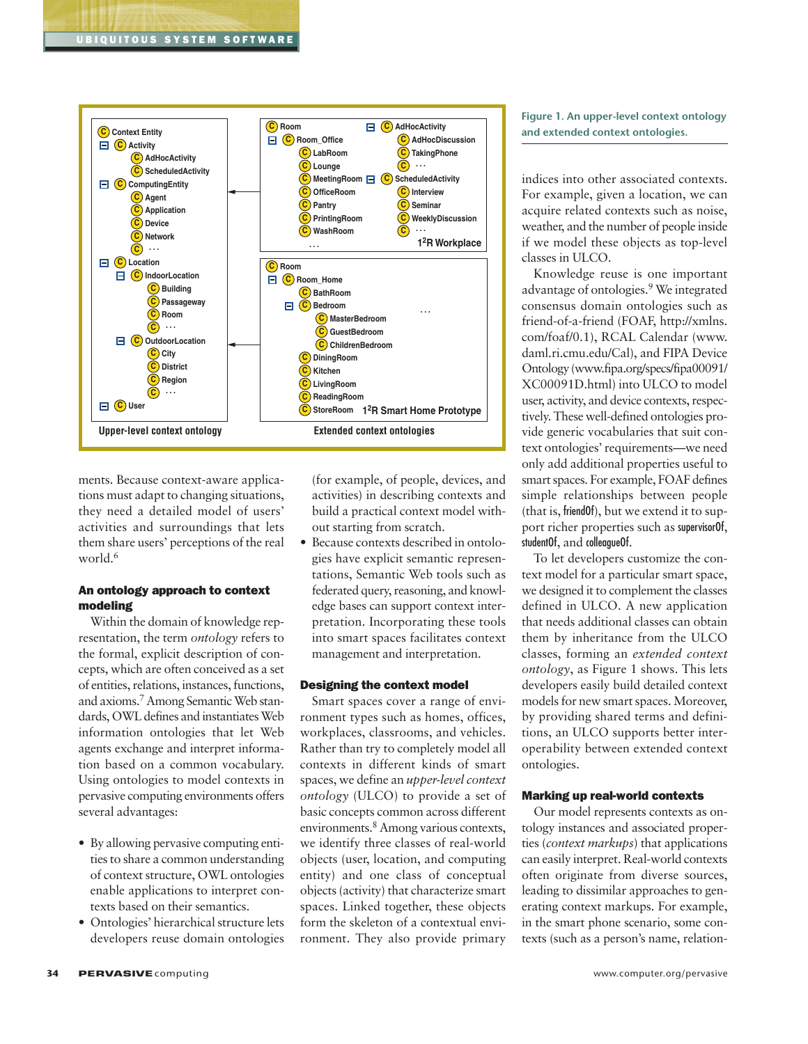Upper-level context ontology

- Context Entity
  - Activity
    - AdHocActivity
    - ScheduledActivity
  - ComputingEntity
    - Agent
    - Application
    - Device
    - Network
    - …
  - Location
    - IndoorLocation
      - Building
      - Passageway
      - Room
      - …
    - OutdoorLocation
      - City
      - District
      - Region
      - …
  - User

Extended context ontologies

1²R Workplace:

- Room
  - Room_Office
    - LabRoom
    - Lounge
    - MeetingRoom
    - OfficeRoom
    - Pantry
    - PrintingRoom
    - WashRoom
  - …
- AdHocActivity
  - AdHocDiscussion
  - TakingPhone
  - …
- ScheduledActivity
  - Interview
  - Seminar
  - WeeklyDiscussion
  - …

1²R Smart Home Prototype:

- Room
  - Room_Home
    - BathRoom
    - Bedroom
      - MasterBedroom
      - GuestBedroom
      - ChildrenBedroom
    - DiningRoom
    - Kitchen
    - LivingRoom
    - ReadingRoom
    - StoreRoom
  - …

Figure 1. An upper-level context ontology and extended context ontologies.

ments. Because context-aware applications must adapt to changing situations, they need a detailed model of users' activities and surroundings that lets them share users' perceptions of the real world.[6]

## An ontology approach to context modeling

Within the domain of knowledge representation, the term *ontology* refers to the formal, explicit description of concepts, which are often conceived as a set of entities, relations, instances, functions, and axioms.[7] Among Semantic Web standards, OWL defines and instantiates Web information ontologies that let Web agents exchange and interpret information based on a common vocabulary. Using ontologies to model contexts in pervasive computing environments offers several advantages:

- By allowing pervasive computing entities to share a common understanding of context structure, OWL ontologies enable applications to interpret contexts based on their semantics.
- Ontologies' hierarchical structure lets developers reuse domain ontologies (for example, of people, devices, and activities) in describing contexts and build a practical context model without starting from scratch.
- Because contexts described in ontologies have explicit semantic representations, Semantic Web tools such as federated query, reasoning, and knowledge bases can support context interpretation. Incorporating these tools into smart spaces facilitates context management and interpretation.

## Designing the context model

Smart spaces cover a range of environment types such as homes, offices, workplaces, classrooms, and vehicles. Rather than try to completely model all contexts in different kinds of smart spaces, we define an *upper-level context ontology* (ULCO) to provide a set of basic concepts common across different environments.[8] Among various contexts, we identify three classes of real-world objects (user, location, and computing entity) and one class of conceptual objects (activity) that characterize smart spaces. Linked together, these objects form the skeleton of a contextual environment. They also provide primary indices into other associated contexts. For example, given a location, we can acquire related contexts such as noise, weather, and the number of people inside if we model these objects as top-level classes in ULCO.

Knowledge reuse is one important advantage of ontologies.[9] We integrated consensus domain ontologies such as friend-of-a-friend (FOAF, http://xmlns.com/foaf/0.1), RCAL Calendar (www.daml.ri.cmu.edu/Cal), and FIPA Device Ontology (www.fipa.org/specs/fipa00091/XC00091D.html) into ULCO to model user, activity, and device contexts, respectively. These well-defined ontologies provide generic vocabularies that suit context ontologies' requirements—we need only add additional properties useful to smart spaces. For example, FOAF defines simple relationships between people (that is, friendOf), but we extend it to support richer properties such as supervisorOf, studentOf, and colleagueOf.

To let developers customize the context model for a particular smart space, we designed it to complement the classes defined in ULCO. A new application that needs additional classes can obtain them by inheritance from the ULCO classes, forming an *extended context ontology*, as Figure 1 shows. This lets developers easily build detailed context models for new smart spaces. Moreover, by providing shared terms and definitions, an ULCO supports better interoperability between extended context ontologies.

## Marking up real-world contexts

Our model represents contexts as ontology instances and associated properties (*context markups*) that applications can easily interpret. Real-world contexts often originate from diverse sources, leading to dissimilar approaches to generating context markups. For example, in the smart phone scenario, some contexts (such as a person's name, relation-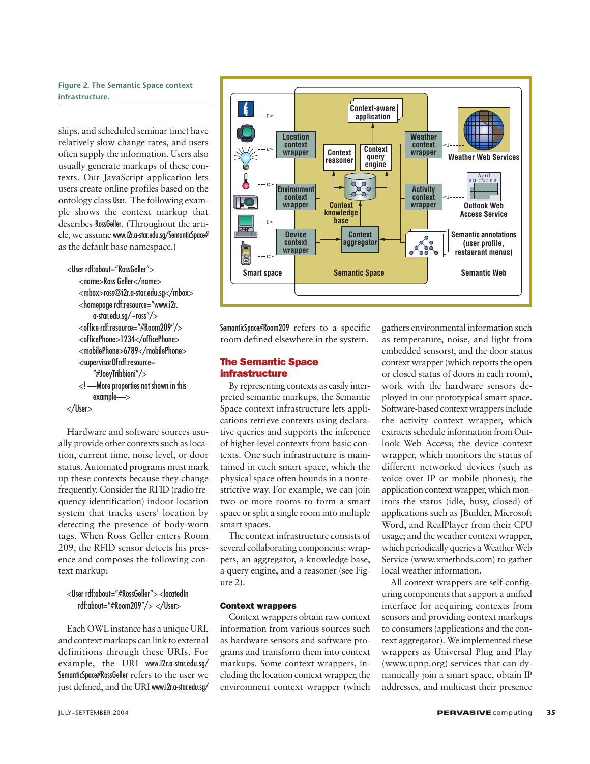Figure 2. The Semantic Space context infrastructure.

ships, and scheduled seminar time) have relatively slow change rates, and users often supply the information. Users also usually generate markups of these contexts. Our JavaScript application lets users create online profiles based on the ontology class User. The following example shows the context markup that describes RossGeller. (Throughout the article, we assume www.i2r.a-star.edu.sg/SemanticSpace# as the default base namespace.)

```
<User rdf:about="RossGeller">
    <name>Ross Geller</name>
    <mbox>ross@i2r.a-star.edu.sg</mbox>
    <homepage rdf:resource="www.i2r.
        a-star.edu.sg/~ross"/>
    <office rdf:resource="#Room209"/>
    <officePhone>1234</officePhone>
    <mobilePhone>6789</mobilePhone>
    <supervisorOfrdf:resource=
        "#JoeyTribbiani"/>
    <!—More properties not shown in this
        example—>
</User>
```

Hardware and software sources usually provide other contexts such as location, current time, noise level, or door status. Automated programs must mark up these contexts because they change frequently. Consider the RFID (radio frequency identification) indoor location system that tracks users' location by detecting the presence of body-worn tags. When Ross Geller enters Room 209, the RFID sensor detects his presence and composes the following context markup:

```
<User rdf:about="#RossGeller"> <locatedIn
    rdf:about="#Room209"/> </User>
```

Each OWL instance has a unique URI, and context markups can link to external definitions through these URIs. For example, the URI www.i2r.a-star.edu.sg/SemanticSpace#RossGeller refers to the user we just defined, and the URI www.i2r.a-star.edu.sg/SemanticSpace#Room209 refers to a specific room defined elsewhere in the system.

## The Semantic Space infrastructure

By representing contexts as easily interpreted semantic markups, the Semantic Space context infrastructure lets applications retrieve contexts using declarative queries and supports the inference of higher-level contexts from basic contexts. One such infrastructure is maintained in each smart space, which the physical space often bounds in a nonrestrictive way. For example, we can join two or more rooms to form a smart space or split a single room into multiple smart spaces.

The context infrastructure consists of several collaborating components: wrappers, an aggregator, a knowledge base, a query engine, and a reasoner (see Figure 2).

### Context wrappers

Context wrappers obtain raw context information from various sources such as hardware sensors and software programs and transform them into context markups. Some context wrappers, including the location context wrapper, the environment context wrapper (which gathers environmental information such as temperature, noise, and light from embedded sensors), and the door status context wrapper (which reports the open or closed status of doors in each room), work with the hardware sensors deployed in our prototypical smart space. Software-based context wrappers include the activity context wrapper, which extracts schedule information from Outlook Web Access; the device context wrapper, which monitors the status of different networked devices (such as voice over IP or mobile phones); the application context wrapper, which monitors the status (idle, busy, closed) of applications such as JBuilder, Microsoft Word, and RealPlayer from their CPU usage; and the weather context wrapper, which periodically queries a Weather Web Service (www.xmethods.com) to gather local weather information.

All context wrappers are self-configuring components that support a unified interface for acquiring contexts from sensors and providing context markups to consumers (applications and the context aggregator). We implemented these wrappers as Universal Plug and Play (www.upnp.org) services that can dynamically join a smart space, obtain IP addresses, and multicast their presence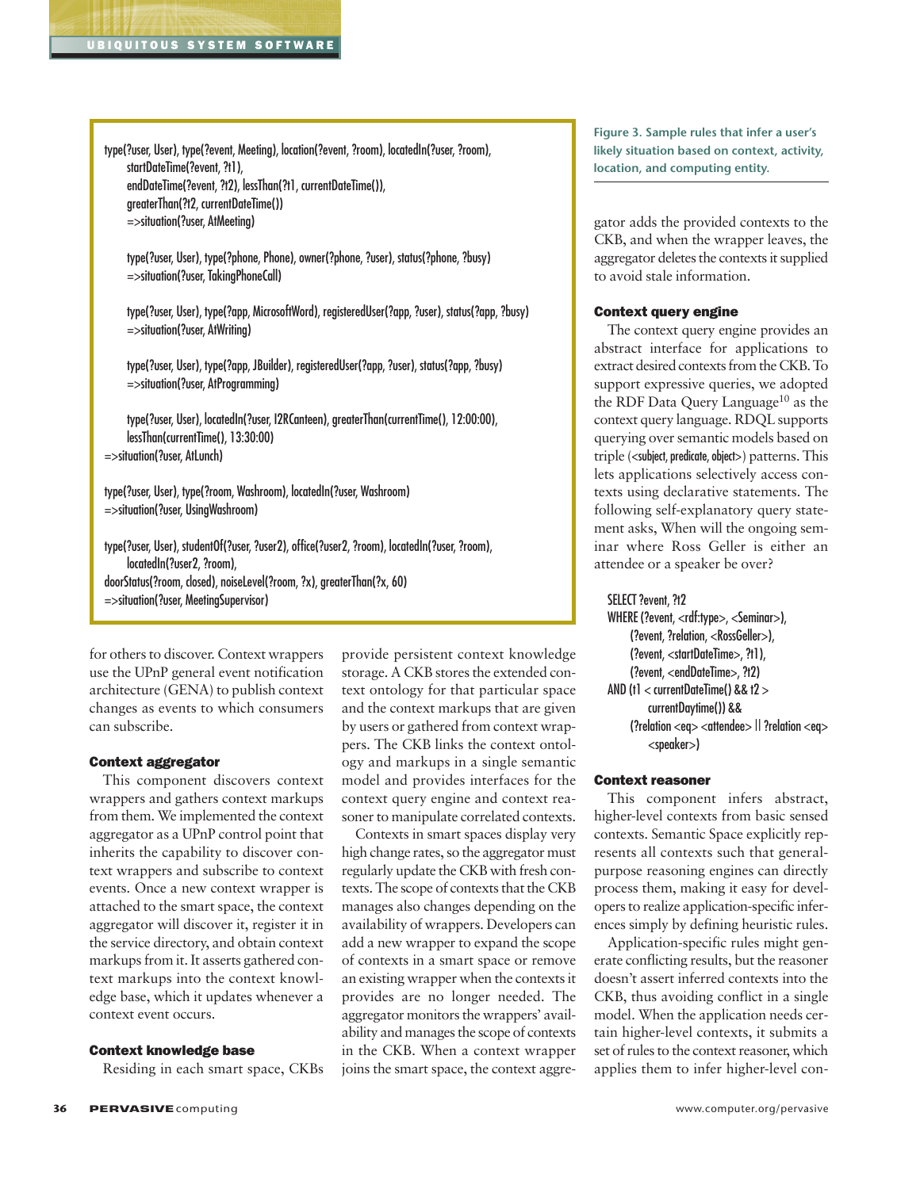```
type(?user, User), type(?event, Meeting), location(?event, ?room), locatedIn(?user, ?room),
     startDateTime(?event, ?t1),
     endDateTime(?event, ?t2), lessThan(?t1, currentDateTime()),
     greaterThan(?t2, currentDateTime())
     =>situation(?user, AtMeeting)

     type(?user, User), type(?phone, Phone), owner(?phone, ?user), status(?phone, ?busy)
     =>situation(?user, TakingPhoneCall)

     type(?user, User), type(?app, MicrosoftWord), registeredUser(?app, ?user), status(?app, ?busy)
     =>situation(?user, AtWriting)

     type(?user, User), type(?app, JBuilder), registeredUser(?app, ?user), status(?app, ?busy)
     =>situation(?user, AtProgramming)

     type(?user, User), locatedIn(?user, I2RCanteen), greaterThan(currentTime(), 12:00:00),
     lessThan(currentTime(), 13:30:00)
=>situation(?user, AtLunch)

type(?user, User), type(?room, Washroom), locatedIn(?user, Washroom)
=>situation(?user, UsingWashroom)

type(?user, User), studentOf(?user, ?user2), office(?user2, ?room), locatedIn(?user, ?room),
     locatedIn(?user2, ?room),
doorStatus(?room, closed), noiseLevel(?room, ?x), greaterThan(?x, 60)
=>situation(?user, MeetingSupervisor)
```

Figure 3. Sample rules that infer a user's likely situation based on context, activity, location, and computing entity.

for others to discover. Context wrappers use the UPnP general event notification architecture (GENA) to publish context changes as events to which consumers can subscribe.

### Context aggregator

This component discovers context wrappers and gathers context markups from them. We implemented the context aggregator as a UPnP control point that inherits the capability to discover context wrappers and subscribe to context events. Once a new context wrapper is attached to the smart space, the context aggregator will discover it, register it in the service directory, and obtain context markups from it. It asserts gathered context markups into the context knowledge base, which it updates whenever a context event occurs.

### Context knowledge base

Residing in each smart space, CKBs provide persistent context knowledge storage. A CKB stores the extended context ontology for that particular space and the context markups that are given by users or gathered from context wrappers. The CKB links the context ontology and markups in a single semantic model and provides interfaces for the context query engine and context reasoner to manipulate correlated contexts.

Contexts in smart spaces display very high change rates, so the aggregator must regularly update the CKB with fresh contexts. The scope of contexts that the CKB manages also changes depending on the availability of wrappers. Developers can add a new wrapper to expand the scope of contexts in a smart space or remove an existing wrapper when the contexts it provides are no longer needed. The aggregator monitors the wrappers' availability and manages the scope of contexts in the CKB. When a context wrapper joins the smart space, the context aggregator adds the provided contexts to the CKB, and when the wrapper leaves, the aggregator deletes the contexts it supplied to avoid stale information.

### Context query engine

The context query engine provides an abstract interface for applications to extract desired contexts from the CKB. To support expressive queries, we adopted the RDF Data Query Language[10] as the context query language. RDQL supports querying over semantic models based on triple (<subject, predicate, object>) patterns. This lets applications selectively access contexts using declarative statements. The following self-explanatory query statement asks, When will the ongoing seminar where Ross Geller is either an attendee or a speaker be over?

```
SELECT ?event, ?t2
WHERE (?event, <rdf:type>, <Seminar>),
     (?event, ?relation, <RossGeller>),
     (?event, <startDateTime>, ?t1),
     (?event, <endDateTime>, ?t2)
AND (t1 < currentDateTime() && t2 >
          currentDaytime()) &&
     (?relation <eq> <attendee> || ?relation <eq>
          <speaker>)
```

### Context reasoner

This component infers abstract, higher-level contexts from basic sensed contexts. Semantic Space explicitly represents all contexts such that general-purpose reasoning engines can directly process them, making it easy for developers to realize application-specific inferences simply by defining heuristic rules.

Application-specific rules might generate conflicting results, but the reasoner doesn't assert inferred contexts into the CKB, thus avoiding conflict in a single model. When the application needs certain higher-level contexts, it submits a set of rules to the context reasoner, which applies them to infer higher-level con-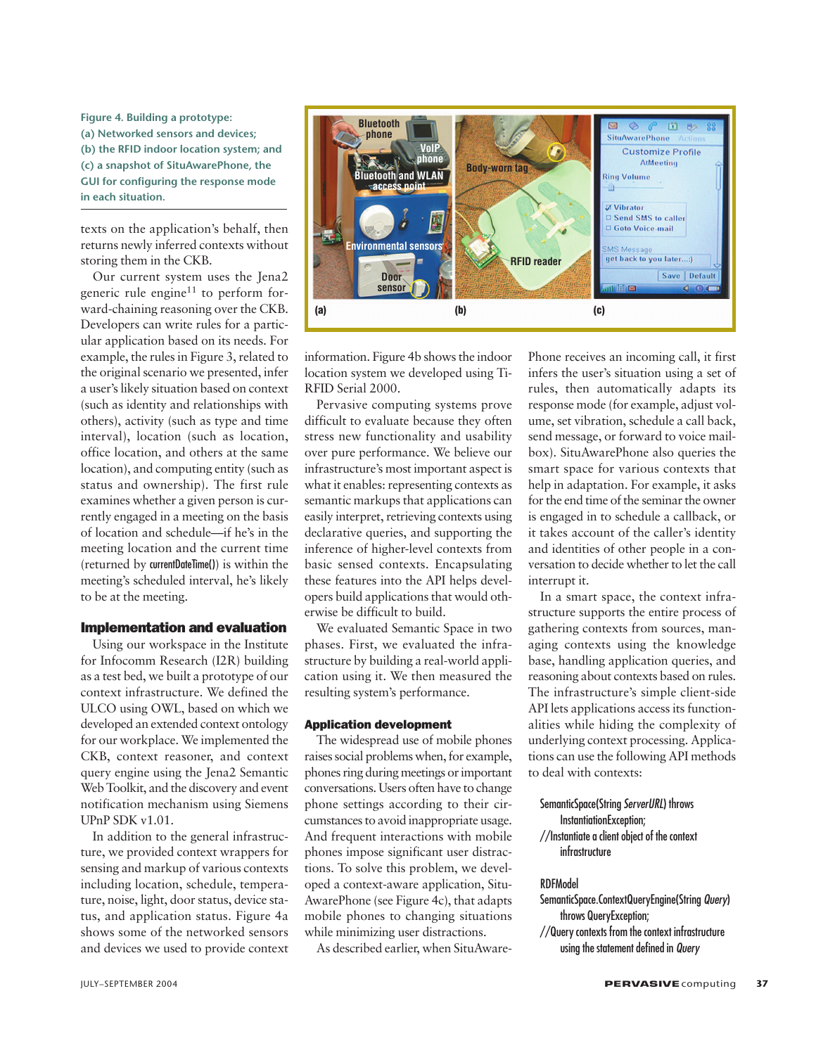Figure 4. Building a prototype: (a) Networked sensors and devices; (b) the RFID indoor location system; and (c) a snapshot of SituAwarePhone, the GUI for configuring the response mode in each situation.

texts on the application's behalf, then returns newly inferred contexts without storing them in the CKB.

Our current system uses the Jena2 generic rule engine[11] to perform forward-chaining reasoning over the CKB. Developers can write rules for a particular application based on its needs. For example, the rules in Figure 3, related to the original scenario we presented, infer a user's likely situation based on context (such as identity and relationships with others), activity (such as type and time interval), location (such as location, office location, and others at the same location), and computing entity (such as status and ownership). The first rule examines whether a given person is currently engaged in a meeting on the basis of location and schedule—if he's in the meeting location and the current time (returned by currentDateTime()) is within the meeting's scheduled interval, he's likely to be at the meeting.

## Implementation and evaluation

Using our workspace in the Institute for Infocomm Research (I2R) building as a test bed, we built a prototype of our context infrastructure. We defined the ULCO using OWL, based on which we developed an extended context ontology for our workplace. We implemented the CKB, context reasoner, and context query engine using the Jena2 Semantic Web Toolkit, and the discovery and event notification mechanism using Siemens UPnP SDK v1.01.

In addition to the general infrastructure, we provided context wrappers for sensing and markup of various contexts including location, schedule, temperature, noise, light, door status, device status, and application status. Figure 4a shows some of the networked sensors and devices we used to provide context information. Figure 4b shows the indoor location system we developed using Ti-RFID Serial 2000.

Pervasive computing systems prove difficult to evaluate because they often stress new functionality and usability over pure performance. We believe our infrastructure's most important aspect is what it enables: representing contexts as semantic markups that applications can easily interpret, retrieving contexts using declarative queries, and supporting the inference of higher-level contexts from basic sensed contexts. Encapsulating these features into the API helps developers build applications that would otherwise be difficult to build.

We evaluated Semantic Space in two phases. First, we evaluated the infrastructure by building a real-world application using it. We then measured the resulting system's performance.

### Application development

The widespread use of mobile phones raises social problems when, for example, phones ring during meetings or important conversations. Users often have to change phone settings according to their circumstances to avoid inappropriate usage. And frequent interactions with mobile phones impose significant user distractions. To solve this problem, we developed a context-aware application, SituAwarePhone (see Figure 4c), that adapts mobile phones to changing situations while minimizing user distractions.

As described earlier, when SituAwarePhone receives an incoming call, it first infers the user's situation using a set of rules, then automatically adapts its response mode (for example, adjust volume, set vibration, schedule a call back, send message, or forward to voice mailbox). SituAwarePhone also queries the smart space for various contexts that help in adaptation. For example, it asks for the end time of the seminar the owner is engaged in to schedule a callback, or it takes account of the caller's identity and identities of other people in a conversation to decide whether to let the call interrupt it.

In a smart space, the context infrastructure supports the entire process of gathering contexts from sources, managing contexts using the knowledge base, handling application queries, and reasoning about contexts based on rules. The infrastructure's simple client-side API lets applications access its functionalities while hiding the complexity of underlying context processing. Applications can use the following API methods to deal with contexts:

```
SemanticSpace(String ServerURL) throws
    InstantiationException;
//Instantiate a client object of the context
    infrastructure

RDFModel
SemanticSpace.ContextQueryEngine(String Query)
    throws QueryException;
//Query contexts from the context infrastructure
    using the statement defined in Query
```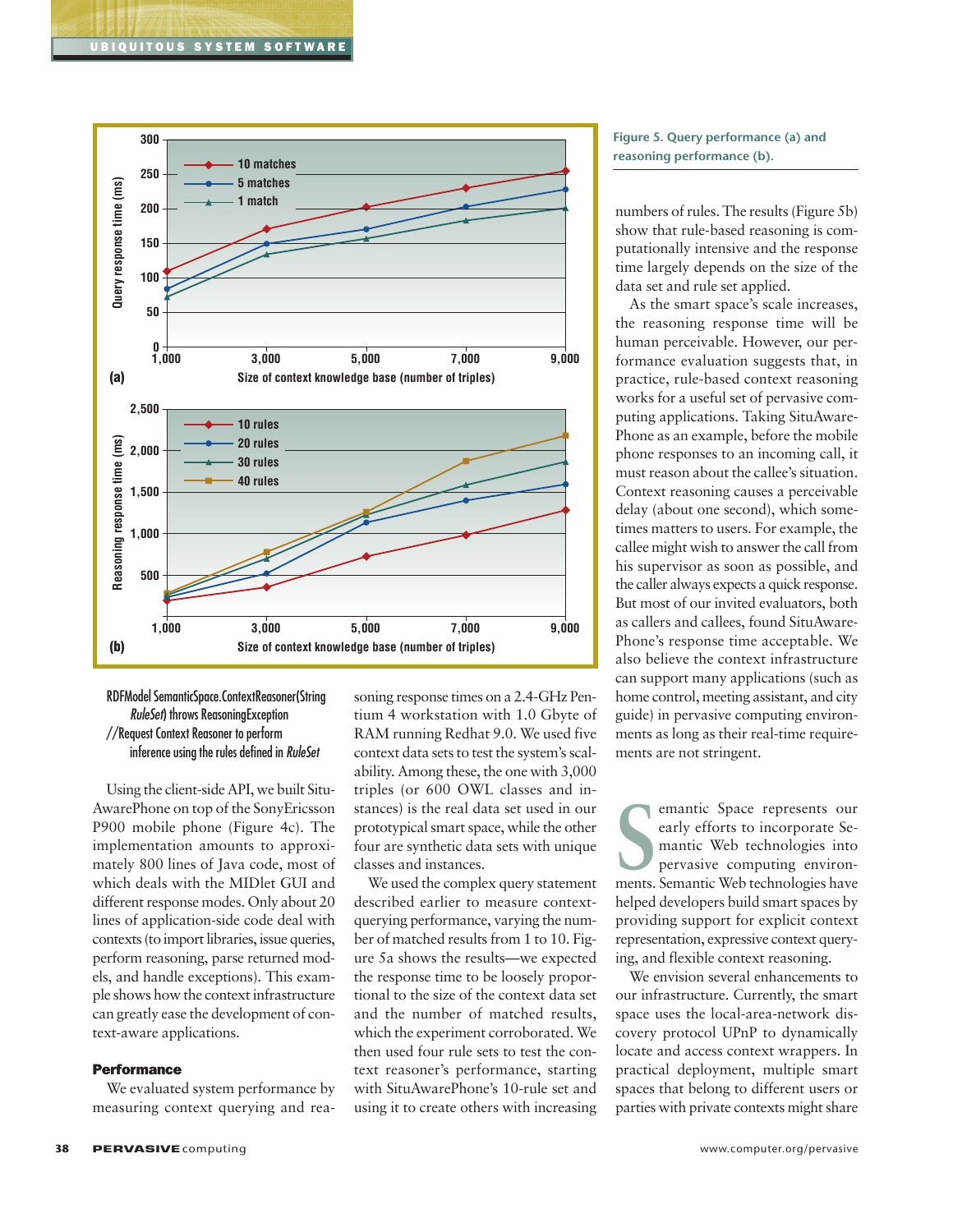Figure 5. Query performance (a) and reasoning performance (b).

```
RDFModel SemanticSpace.ContextReasoner(String
    RuleSet) throws ReasoningException
//Request Context Reasoner to perform
    inference using the rules defined in RuleSet
```

Using the client-side API, we built SituAwarePhone on top of the SonyEricsson P900 mobile phone (Figure 4c). The implementation amounts to approximately 800 lines of Java code, most of which deals with the MIDlet GUI and different response modes. Only about 20 lines of application-side code deal with contexts (to import libraries, issue queries, perform reasoning, parse returned models, and handle exceptions). This example shows how the context infrastructure can greatly ease the development of context-aware applications.

### Performance

We evaluated system performance by measuring context querying and reasoning response times on a 2.4-GHz Pentium 4 workstation with 1.0 Gbyte of RAM running Redhat 9.0. We used five context data sets to test the system's scalability. Among these, the one with 3,000 triples (or 600 OWL classes and instances) is the real data set used in our prototypical smart space, while the other four are synthetic data sets with unique classes and instances.

We used the complex query statement described earlier to measure context-querying performance, varying the number of matched results from 1 to 10. Figure 5a shows the results—we expected the response time to be loosely proportional to the size of the context data set and the number of matched results, which the experiment corroborated. We then used four rule sets to test the context reasoner's performance, starting with SituAwarePhone's 10-rule set and using it to create others with increasing numbers of rules. The results (Figure 5b) show that rule-based reasoning is computationally intensive and the response time largely depends on the size of the data set and rule set applied.

As the smart space's scale increases, the reasoning response time will be human perceivable. However, our performance evaluation suggests that, in practice, rule-based context reasoning works for a useful set of pervasive computing applications. Taking SituAwarePhone as an example, before the mobile phone responses to an incoming call, it must reason about the callee's situation. Context reasoning causes a perceivable delay (about one second), which sometimes matters to users. For example, the callee might wish to answer the call from his supervisor as soon as possible, and the caller always expects a quick response. But most of our invited evaluators, both as callers and callees, found SituAwarePhone's response time acceptable. We also believe the context infrastructure can support many applications (such as home control, meeting assistant, and city guide) in pervasive computing environments as long as their real-time requirements are not stringent.

Semantic Space represents our early efforts to incorporate Semantic Web technologies into pervasive computing environments. Semantic Web technologies have helped developers build smart spaces by providing support for explicit context representation, expressive context querying, and flexible context reasoning.

We envision several enhancements to our infrastructure. Currently, the smart space uses the local-area-network discovery protocol UPnP to dynamically locate and access context wrappers. In practical deployment, multiple smart spaces that belong to different users or parties with private contexts might share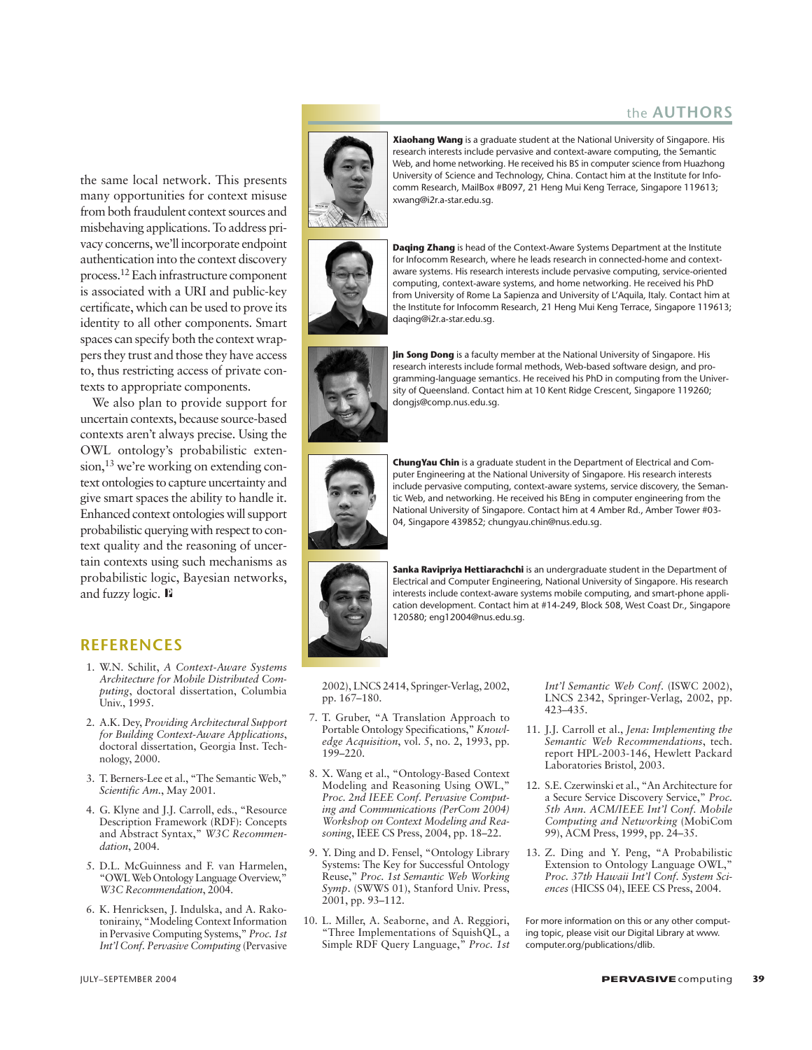the same local network. This presents many opportunities for context misuse from both fraudulent context sources and misbehaving applications. To address privacy concerns, we'll incorporate endpoint authentication into the context discovery process.[12] Each infrastructure component is associated with a URI and public-key certificate, which can be used to prove its identity to all other components. Smart spaces can specify both the context wrappers they trust and those they have access to, thus restricting access of private contexts to appropriate components.

We also plan to provide support for uncertain contexts, because source-based contexts aren't always precise. Using the OWL ontology's probabilistic extension,[13] we're working on extending context ontologies to capture uncertainty and give smart spaces the ability to handle it. Enhanced context ontologies will support probabilistic querying with respect to context quality and the reasoning of uncertain contexts using such mechanisms as probabilistic logic, Bayesian networks, and fuzzy logic.

## REFERENCES

1. W.N. Schilit, *A Context-Aware Systems Architecture for Mobile Distributed Computing*, doctoral dissertation, Columbia Univ., 1995.
2. A.K. Dey, *Providing Architectural Support for Building Context-Aware Applications*, doctoral dissertation, Georgia Inst. Technology, 2000.
3. T. Berners-Lee et al., "The Semantic Web," *Scientific Am.*, May 2001.
4. G. Klyne and J.J. Carroll, eds., "Resource Description Framework (RDF): Concepts and Abstract Syntax," *W3C Recommendation*, 2004.
5. D.L. McGuinness and F. van Harmelen, "OWL Web Ontology Language Overview," *W3C Recommendation*, 2004.
6. K. Henricksen, J. Indulska, and A. Rakotonirainy, "Modeling Context Information in Pervasive Computing Systems," *Proc. 1st Int'l Conf. Pervasive Computing* (Pervasive 2002), LNCS 2414, Springer-Verlag, 2002, pp. 167–180.
7. T. Gruber, "A Translation Approach to Portable Ontology Specifications," *Knowledge Acquisition*, vol. 5, no. 2, 1993, pp. 199–220.
8. X. Wang et al., "Ontology-Based Context Modeling and Reasoning Using OWL," *Proc. 2nd IEEE Conf. Pervasive Computing and Communications (PerCom 2004) Workshop on Context Modeling and Reasoning*, IEEE CS Press, 2004, pp. 18–22.
9. Y. Ding and D. Fensel, "Ontology Library Systems: The Key for Successful Ontology Reuse," *Proc. 1st Semantic Web Working Symp.* (SWWS 01), Stanford Univ. Press, 2001, pp. 93–112.
10. L. Miller, A. Seaborne, and A. Reggiori, "Three Implementations of SquishQL, a Simple RDF Query Language," *Proc. 1st Int'l Semantic Web Conf.* (ISWC 2002), LNCS 2342, Springer-Verlag, 2002, pp. 423–435.
11. J.J. Carroll et al., *Jena: Implementing the Semantic Web Recommendations*, tech. report HPL-2003-146, Hewlett Packard Laboratories Bristol, 2003.
12. S.E. Czerwinski et al., "An Architecture for a Secure Service Discovery Service," *Proc. 5th Ann. ACM/IEEE Int'l Conf. Mobile Computing and Networking* (MobiCom 99), ACM Press, 1999, pp. 24–35.
13. Z. Ding and Y. Peng, "A Probabilistic Extension to Ontology Language OWL," *Proc. 37th Hawaii Int'l Conf. System Sciences* (HICSS 04), IEEE CS Press, 2004.

For more information on this or any other computing topic, please visit our Digital Library at www.computer.org/publications/dlib.

## the AUTHORS

**Xiaohang Wang** is a graduate student at the National University of Singapore. His research interests include pervasive and context-aware computing, the Semantic Web, and home networking. He received his BS in computer science from Huazhong University of Science and Technology, China. Contact him at the Institute for Infocomm Research, MailBox #B097, 21 Heng Mui Keng Terrace, Singapore 119613; xwang@i2r.a-star.edu.sg.

**Daqing Zhang** is head of the Context-Aware Systems Department at the Institute for Infocomm Research, where he leads research in connected-home and context-aware systems. His research interests include pervasive computing, service-oriented computing, context-aware systems, and home networking. He received his PhD from University of Rome La Sapienza and University of L'Aquila, Italy. Contact him at the Institute for Infocomm Research, 21 Heng Mui Keng Terrace, Singapore 119613; daqing@i2r.a-star.edu.sg.

**Jin Song Dong** is a faculty member at the National University of Singapore. His research interests include formal methods, Web-based software design, and programming-language semantics. He received his PhD in computing from the University of Queensland. Contact him at 10 Kent Ridge Crescent, Singapore 119260; dongjs@comp.nus.edu.sg.

**ChungYau Chin** is a graduate student in the Department of Electrical and Computer Engineering at the National University of Singapore. His research interests include pervasive computing, context-aware systems, service discovery, the Semantic Web, and networking. He received his BEng in computer engineering from the National University of Singapore. Contact him at 4 Amber Rd., Amber Tower #03-04, Singapore 439852; chungyau.chin@nus.edu.sg.

**Sanka Ravipriya Hettiarachchi** is an undergraduate student in the Department of Electrical and Computer Engineering, National University of Singapore. His research interests include context-aware systems mobile computing, and smart-phone application development. Contact him at #14-249, Block 508, West Coast Dr., Singapore 120580; eng12004@nus.edu.sg.